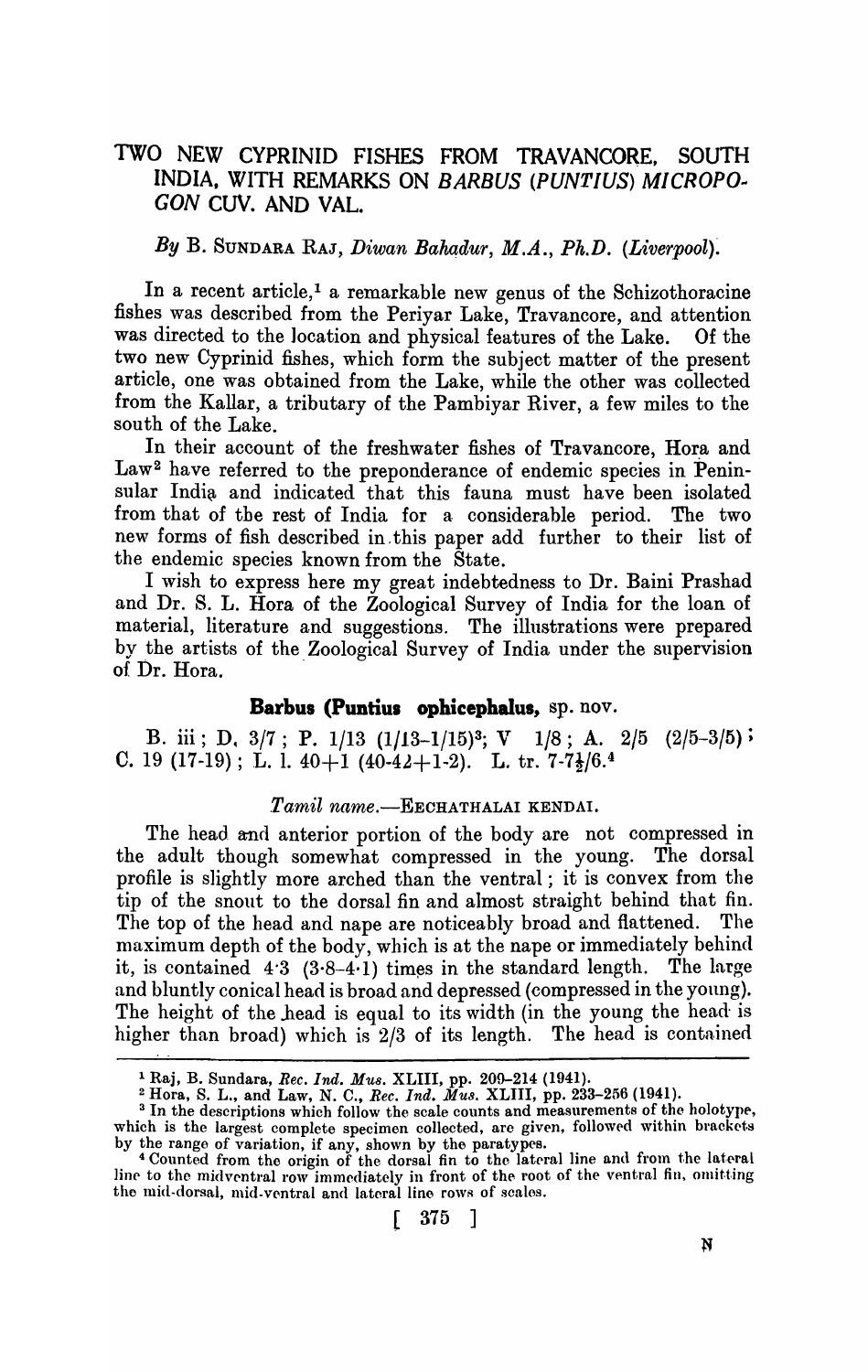# TWO NEW CYPRINID FISHES FROM TRAVANCORE, SOUTH INDIA, WITH REMARKS ON *BARBUS (PUNTIUS) MICROPOGON* CUV. AND VAL.

*By* B. SUNDARA RAJ, *Diwan Bahadur, M.A., Ph.D. (Liverpool).*

In a recent article,[1] a remarkable new genus of the Schizothoracine fishes was described from the Periyar Lake, Travancore, and attention was directed to the location and physical features of the Lake. Of the two new Cyprinid fishes, which form the subject matter of the present article, one was obtained from the Lake, while the other was collected from the Kallar, a tributary of the Pambiyar River, a few miles to the south of the Lake.

In their account of the freshwater fishes of Travancore, Hora and Law[2] have referred to the preponderance of endemic species in Peninsular India and indicated that this fauna must have been isolated from that of the rest of India for a considerable period. The two new forms of fish described in this paper add further to their list of the endemic species known from the State.

I wish to express here my great indebtedness to Dr. Baini Prashad and Dr. S. L. Hora of the Zoological Survey of India for the loan of material, literature and suggestions. The illustrations were prepared by the artists of the Zoological Survey of India under the supervision of Dr. Hora.

## Barbus (Puntius ophicephalus, sp. nov.

B. iii; D. 3/7; P. 1/13 (1/13–1/15)[3]; V 1/8; A. 2/5 (2/5–3/5); C. 19 (17–19); L. l. 40+1 (40–42+1-2). L. tr. 7-7½/6.[4]

*Tamil name.*—EECHATHALAI KENDAI.

The head and anterior portion of the body are not compressed in the adult though somewhat compressed in the young. The dorsal profile is slightly more arched than the ventral; it is convex from the tip of the snout to the dorsal fin and almost straight behind that fin. The top of the head and nape are noticeably broad and flattened. The maximum depth of the body, which is at the nape or immediately behind it, is contained 4·3 (3·8–4·1) times in the standard length. The large and bluntly conical head is broad and depressed (compressed in the young). The height of the head is equal to its width (in the young the head is higher than broad) which is 2/3 of its length. The head is contained

---

[1] Raj, B. Sundara, *Rec. Ind. Mus.* XLIII, pp. 209–214 (1941).

[2] Hora, S. L., and Law, N. C., *Rec. Ind. Mus.* XLIII, pp. 233–256 (1941).

[3] In the descriptions which follow the scale counts and measurements of the holotype, which is the largest complete specimen collected, are given, followed within brackets by the range of variation, if any, shown by the paratypes.

[4] Counted from the origin of the dorsal fin to the lateral line and from the lateral line to the midventral row immediately in front of the root of the ventral fin, omitting the mid-dorsal, mid-ventral and lateral line rows of scales.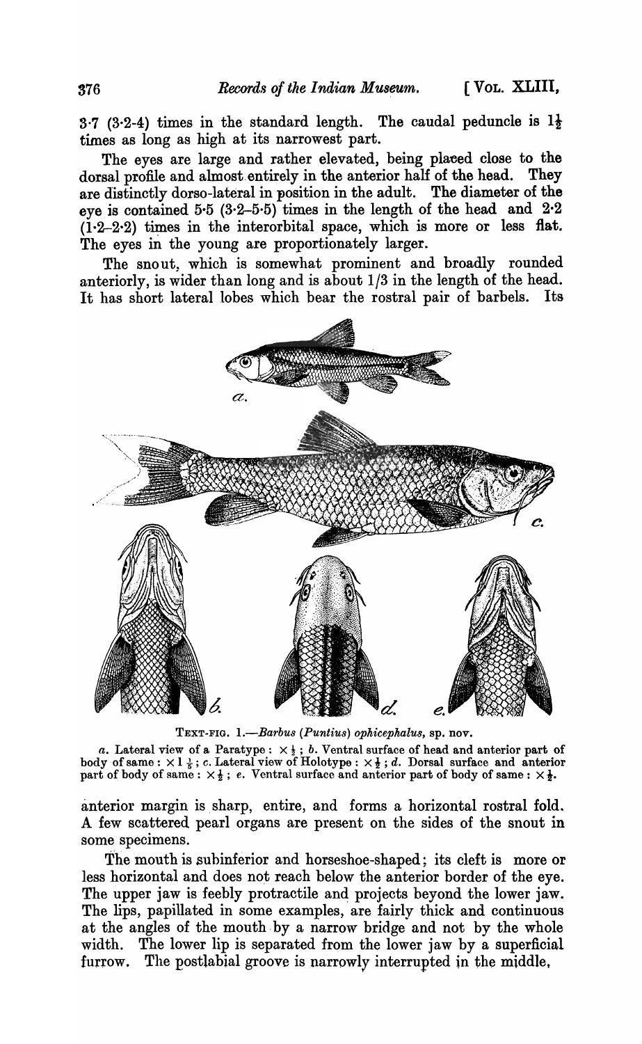3·7 (3·2-4) times in the standard length. The caudal peduncle is $1\frac{1}{2}$ times as long as high at its narrowest part.

The eyes are large and rather elevated, being placed close to the dorsal profile and almost entirely in the anterior half of the head. They are distinctly dorso-lateral in position in the adult. The diameter of the eye is contained 5·5 (3·2–5·5) times in the length of the head and 2·2 (1·2–2·2) times in the interorbital space, which is more or less flat. The eyes in the young are proportionately larger.

The snout, which is somewhat prominent and broadly rounded anteriorly, is wider than long and is about 1/3 in the length of the head. It has short lateral lobes which bear the rostral pair of barbels. Its

TEXT-FIG. 1.—*Barbus (Puntius) ophicephalus*, sp. nov.

*a.* Lateral view of a Paratype : $\times \frac{1}{2}$ ; *b.* Ventral surface of head and anterior part of body of same : $\times 1\frac{1}{5}$ ; *c.* Lateral view of Holotype : $\times \frac{1}{2}$ ; *d.* Dorsal surface and anterior part of body of same : $\times \frac{1}{2}$ ; *e.* Ventral surface and anterior part of body of same : $\times \frac{1}{2}$.

anterior margin is sharp, entire, and forms a horizontal rostral fold. A few scattered pearl organs are present on the sides of the snout in some specimens.

The mouth is subinferior and horseshoe-shaped; its cleft is more or less horizontal and does not reach below the anterior border of the eye. The upper jaw is feebly protractile and projects beyond the lower jaw. The lips, papillated in some examples, are fairly thick and continuous at the angles of the mouth by a narrow bridge and not by the whole width. The lower lip is separated from the lower jaw by a superficial furrow. The postlabial groove is narrowly interrupted in the middle,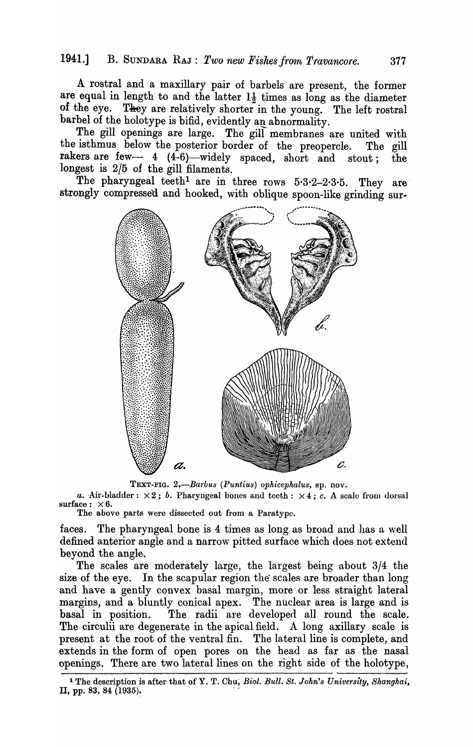A rostral and a maxillary pair of barbels are present, the former are equal in length to and the latter $1\frac{1}{2}$ times as long as the diameter of the eye. They are relatively shorter in the young. The left rostral barbel of the holotype is bifid, evidently an abnormality.

The gill openings are large. The gill membranes are united with the isthmus below the posterior border of the preopercle. The gill rakers are few— 4 (4-6)—widely spaced, short and stout; the longest is 2/5 of the gill filaments.

The pharyngeal teeth[1] are in three rows 5·3·2–2·3·5. They are strongly compressed and hooked, with oblique spoon-like grinding surfaces. The pharyngeal bone is 4 times as long as broad and has a well defined anterior angle and a narrow pitted surface which does not extend beyond the angle.

TEXT-FIG. 2.—*Barbus (Puntius) ophicephalus*, sp. nov.

*a.* Air-bladder: $\times 2$; *b.* Pharyngeal bones and teeth: $\times 4$; *c.* A scale from dorsal surface: $\times 6$.

The above parts were dissected out from a Paratype.

The scales are moderately large, the largest being about 3/4 the size of the eye. In the scapular region the scales are broader than long and have a gently convex basal margin, more or less straight lateral margins, and a bluntly conical apex. The nuclear area is large and is basal in position. The radii are developed all round the scale. The circulii are degenerate in the apical field. A long axillary scale is present at the root of the ventral fin. The lateral line is complete, and extends in the form of open pores on the head as far as the nasal openings. There are two lateral lines on the right side of the holotype,

[1] The description is after that of Y. T. Chu, *Biol. Bull. St. John's University, Shanghai*, II, pp. 83, 84 (1935).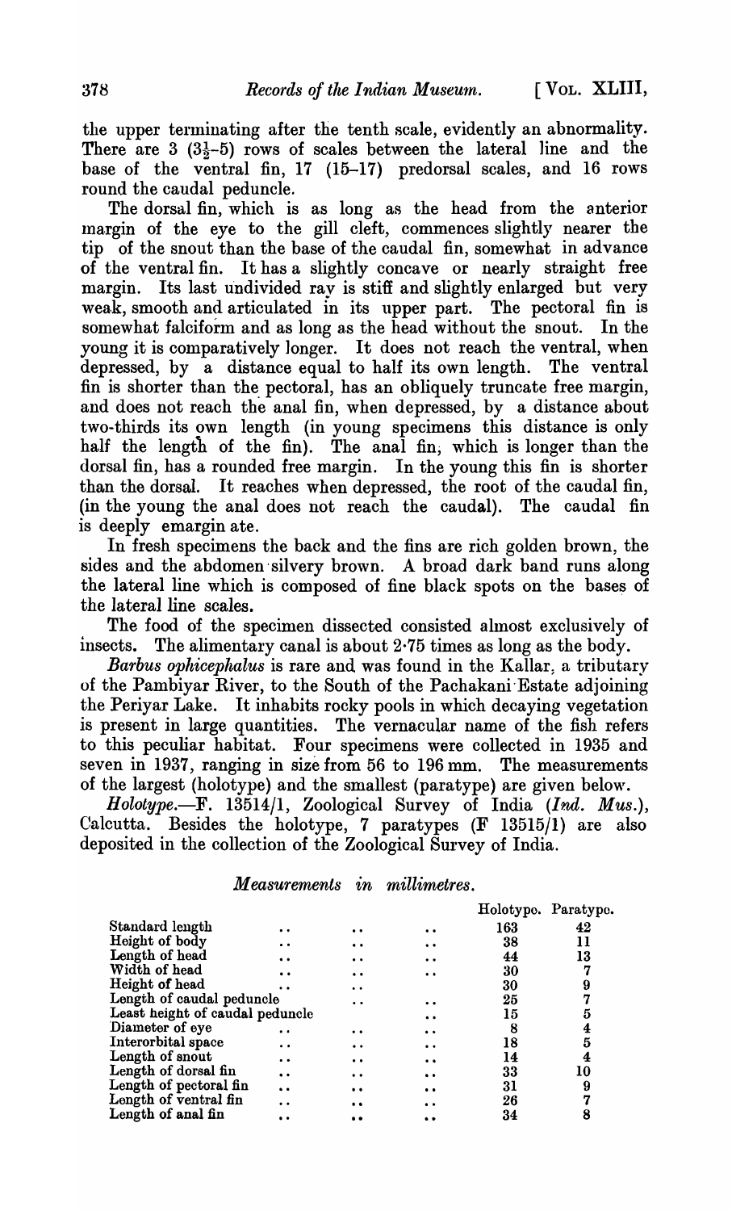the upper terminating after the tenth scale, evidently an abnormality. There are 3 ($3\frac{1}{2}$–5) rows of scales between the lateral line and the base of the ventral fin, 17 (15–17) predorsal scales, and 16 rows round the caudal peduncle.

The dorsal fin, which is as long as the head from the anterior margin of the eye to the gill cleft, commences slightly nearer the tip of the snout than the base of the caudal fin, somewhat in advance of the ventral fin. It has a slightly concave or nearly straight free margin. Its last undivided ray is stiff and slightly enlarged but very weak, smooth and articulated in its upper part. The pectoral fin is somewhat falciform and as long as the head without the snout. In the young it is comparatively longer. It does not reach the ventral, when depressed, by a distance equal to half its own length. The ventral fin is shorter than the pectoral, has an obliquely truncate free margin, and does not reach the anal fin, when depressed, by a distance about two-thirds its own length (in young specimens this distance is only half the length of the fin). The anal fin, which is longer than the dorsal fin, has a rounded free margin. In the young this fin is shorter than the dorsal. It reaches when depressed, the root of the caudal fin, (in the young the anal does not reach the caudal). The caudal fin is deeply emarginate.

In fresh specimens the back and the fins are rich golden brown, the sides and the abdomen silvery brown. A broad dark band runs along the lateral line which is composed of fine black spots on the bases of the lateral line scales.

The food of the specimen dissected consisted almost exclusively of insects. The alimentary canal is about 2·75 times as long as the body.

*Barbus ophicephalus* is rare and was found in the Kallar, a tributary of the Pambiyar River, to the South of the Pachakani Estate adjoining the Periyar Lake. It inhabits rocky pools in which decaying vegetation is present in large quantities. The vernacular name of the fish refers to this peculiar habitat. Four specimens were collected in 1935 and seven in 1937, ranging in size from 56 to 196 mm. The measurements of the largest (holotype) and the smallest (paratype) are given below.

*Holotype.*—F. 13514/1, Zoological Survey of India (*Ind. Mus.*), Calcutta. Besides the holotype, 7 paratypes (F 13515/1) are also deposited in the collection of the Zoological Survey of India.

*Measurements in millimetres.*

| | Holotype. | Paratype. |
|---|---|---|
| Standard length | 163 | 42 |
| Height of body | 38 | 11 |
| Length of head | 44 | 13 |
| Width of head | 30 | 7 |
| Height of head | 30 | 9 |
| Length of caudal peduncle | 25 | 7 |
| Least height of caudal peduncle | 15 | 5 |
| Diameter of eye | 8 | 4 |
| Interorbital space | 18 | 5 |
| Length of snout | 14 | 4 |
| Length of dorsal fin | 33 | 10 |
| Length of pectoral fin | 31 | 9 |
| Length of ventral fin | 26 | 7 |
| Length of anal fin | 34 | 8 |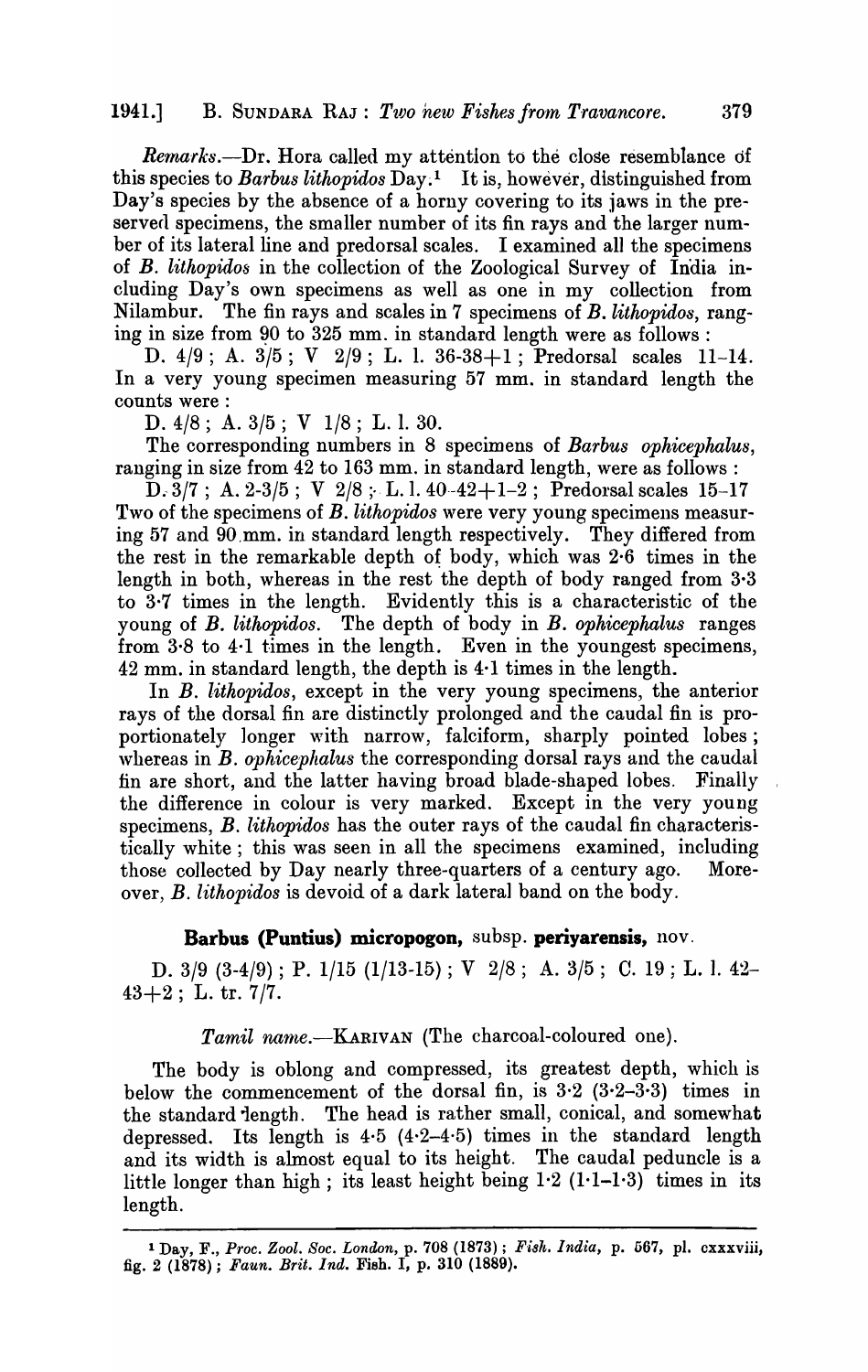*Remarks*.—Dr. Hora called my attention to the close resemblance of this species to *Barbus lithopidos* Day.[1] It is, however, distinguished from Day's species by the absence of a horny covering to its jaws in the preserved specimens, the smaller number of its fin rays and the larger number of its lateral line and predorsal scales. I examined all the specimens of *B. lithopidos* in the collection of the Zoological Survey of India including Day's own specimens as well as one in my collection from Nilambur. The fin rays and scales in 7 specimens of *B. lithopidos*, ranging in size from 90 to 325 mm. in standard length were as follows :

D. 4/9 ; A. 3/5 ; V 2/9 ; L. l. 36-38+1 ; Predorsal scales 11-14. In a very young specimen measuring 57 mm. in standard length the counts were :

D. 4/8 ; A. 3/5 ; V 1/8 ; L. l. 30.

The corresponding numbers in 8 specimens of *Barbus ophicephalus*, ranging in size from 42 to 163 mm. in standard length, were as follows :

D. 3/7 ; A. 2-3/5 ; V 2/8 ; L. l. 40-42+1-2 ; Predorsal scales 15-17 Two of the specimens of *B. lithopidos* were very young specimens measuring 57 and 90 mm. in standard length respectively. They differed from the rest in the remarkable depth of body, which was 2·6 times in the length in both, whereas in the rest the depth of body ranged from 3·3 to 3·7 times in the length. Evidently this is a characteristic of the young of *B. lithopidos*. The depth of body in *B. ophicephalus* ranges from 3·8 to 4·1 times in the length. Even in the youngest specimens, 42 mm. in standard length, the depth is 4·1 times in the length.

In *B. lithopidos*, except in the very young specimens, the anterior rays of the dorsal fin are distinctly prolonged and the caudal fin is proportionately longer with narrow, falciform, sharply pointed lobes ; whereas in *B. ophicephalus* the corresponding dorsal rays and the caudal fin are short, and the latter having broad blade-shaped lobes. Finally the difference in colour is very marked. Except in the very young specimens, *B. lithopidos* has the outer rays of the caudal fin characteristically white ; this was seen in all the specimens examined, including those collected by Day nearly three-quarters of a century ago. Moreover, *B. lithopidos* is devoid of a dark lateral band on the body.

## Barbus (Puntius) micropogon, subsp. periyarensis, nov.

D. 3/9 (3-4/9) ; P. 1/15 (1/13-15) ; V 2/8 ; A. 3/5 ; C. 19 ; L. l. 42-43+2 ; L. tr. 7/7.

*Tamil name*.—KARIVAN (The charcoal-coloured one).

The body is oblong and compressed, its greatest depth, which is below the commencement of the dorsal fin, is 3·2 (3·2–3·3) times in the standard length. The head is rather small, conical, and somewhat depressed. Its length is 4·5 (4·2–4·5) times in the standard length and its width is almost equal to its height. The caudal peduncle is a little longer than high ; its least height being 1·2 (1·1–1·3) times in its length.

[1] Day, F., *Proc. Zool. Soc. London*, p. 708 (1873) ; *Fish. India*, p. 567, pl. cxxxviii, fig. 2 (1878) ; *Faun. Brit. Ind.* Fish. I, p. 310 (1889).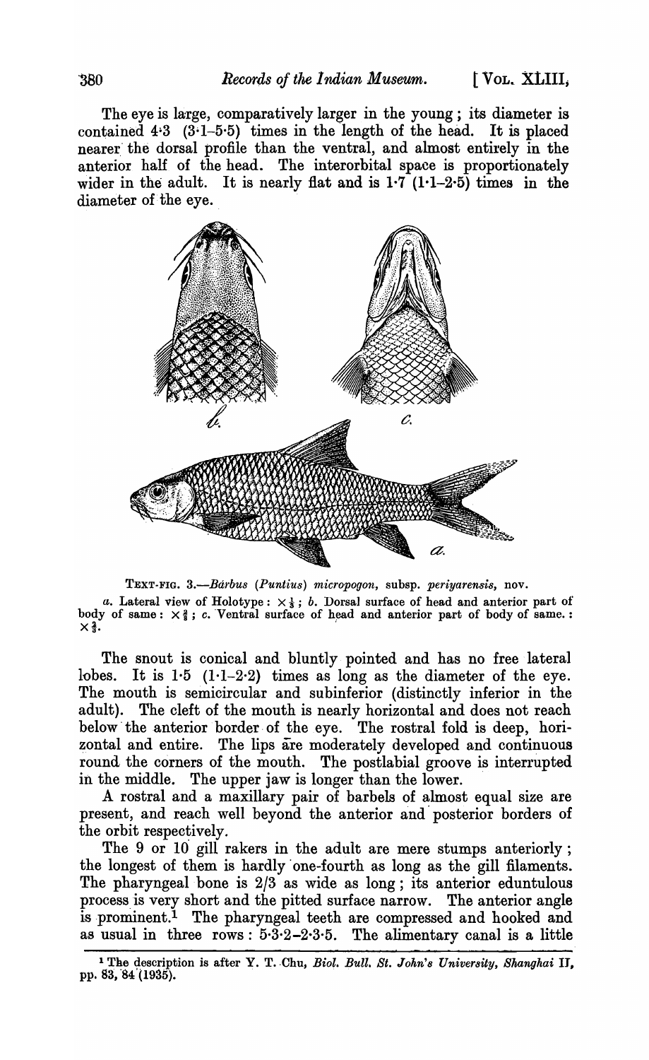The eye is large, comparatively larger in the young; its diameter is contained 4·3 (3·1–5·5) times in the length of the head. It is placed nearer the dorsal profile than the ventral, and almost entirely in the anterior half of the head. The interorbital space is proportionately wider in the adult. It is nearly flat and is 1·7 (1·1–2·5) times in the diameter of the eye.

TEXT-FIG. 3.—*Barbus (Puntius) micropogon*, subsp. *periyarensis*, nov.

*a.* Lateral view of Holotype: $\times \frac{1}{3}$; *b.* Dorsal surface of head and anterior part of body of same: $\times \frac{2}{3}$; *c.* Ventral surface of head and anterior part of body of same.: $\times \frac{2}{3}$.

The snout is conical and bluntly pointed and has no free lateral lobes. It is 1·5 (1·1–2·2) times as long as the diameter of the eye. The mouth is semicircular and subinferior (distinctly inferior in the adult). The cleft of the mouth is nearly horizontal and does not reach below the anterior border of the eye. The rostral fold is deep, horizontal and entire. The lips are moderately developed and continuous round the corners of the mouth. The postlabial groove is interrupted in the middle. The upper jaw is longer than the lower.

A rostral and a maxillary pair of barbels of almost equal size are present, and reach well beyond the anterior and posterior borders of the orbit respectively.

The 9 or 10 gill rakers in the adult are mere stumps anteriorly; the longest of them is hardly one-fourth as long as the gill filaments. The pharyngeal bone is 2/3 as wide as long; its anterior eduntulous process is very short and the pitted surface narrow. The anterior angle is prominent.[1] The pharyngeal teeth are compressed and hooked and as usual in three rows: 5·3·2–2·3·5. The alimentary canal is a little

[1] The description is after Y. T. Chu, *Biol. Bull. St. John's University, Shanghai* II, pp. 83, 84 (1935).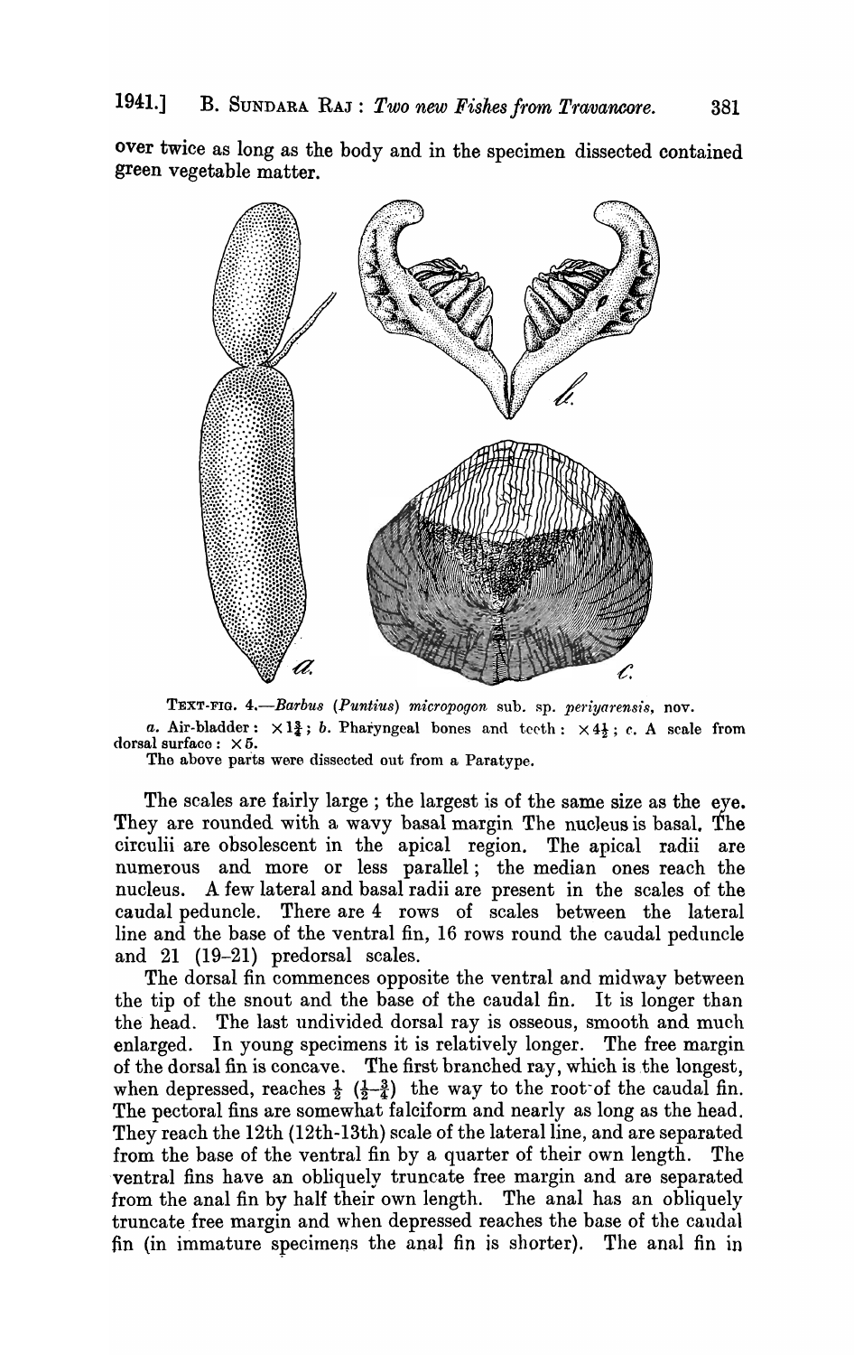over twice as long as the body and in the specimen dissected contained green vegetable matter.

TEXT-FIG. 4.—*Barbus (Puntius) micropogon* sub. sp. *periyarensis*, nov.

*a.* Air-bladder: $\times 1\frac{3}{4}$; *b.* Pharyngeal bones and teeth: $\times 4\frac{1}{2}$; *c.* A scale from dorsal surface: $\times 5$.

The above parts were dissected out from a Paratype.

The scales are fairly large; the largest is of the same size as the eye. They are rounded with a wavy basal margin The nucleus is basal. The circulii are obsolescent in the apical region. The apical radii are numerous and more or less parallel; the median ones reach the nucleus. A few lateral and basal radii are present in the scales of the caudal peduncle. There are 4 rows of scales between the lateral line and the base of the ventral fin, 16 rows round the caudal peduncle and 21 (19–21) predorsal scales.

The dorsal fin commences opposite the ventral and midway between the tip of the snout and the base of the caudal fin. It is longer than the head. The last undivided dorsal ray is osseous, smooth and much enlarged. In young specimens it is relatively longer. The free margin of the dorsal fin is concave. The first branched ray, which is the longest, when depressed, reaches $\frac{1}{2}$ ($\frac{1}{2}$–$\frac{3}{4}$) the way to the root of the caudal fin. The pectoral fins are somewhat falciform and nearly as long as the head. They reach the 12th (12th-13th) scale of the lateral line, and are separated from the base of the ventral fin by a quarter of their own length. The ventral fins have an obliquely truncate free margin and are separated from the anal fin by half their own length. The anal has an obliquely truncate free margin and when depressed reaches the base of the caudal fin (in immature specimens the anal fin is shorter). The anal fin in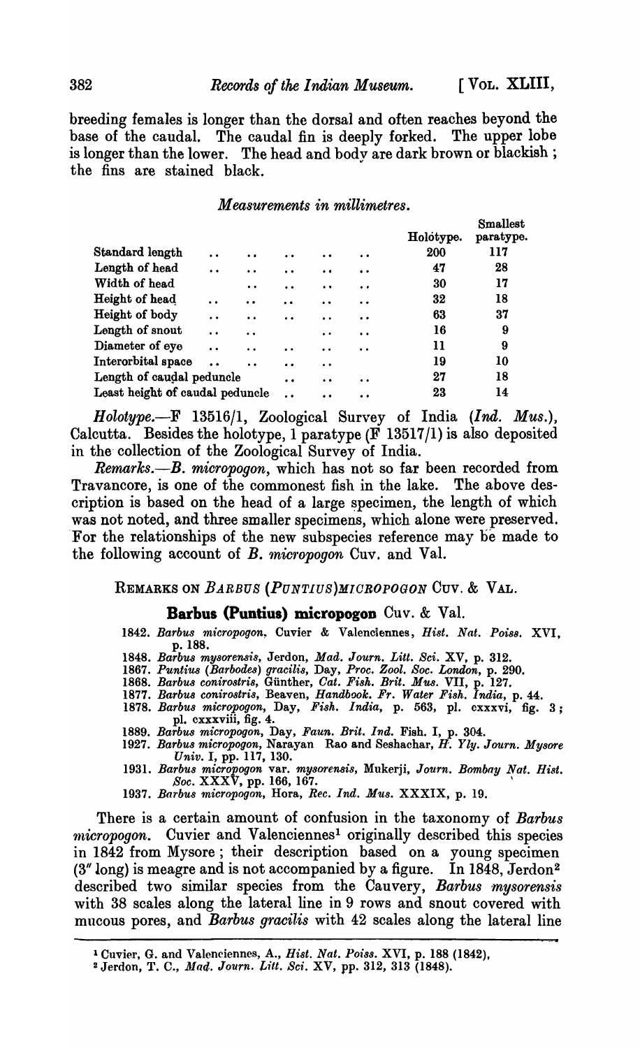breeding females is longer than the dorsal and often reaches beyond the base of the caudal. The caudal fin is deeply forked. The upper lobe is longer than the lower. The head and body are dark brown or blackish; the fins are stained black.

*Measurements in millimetres.*

| | Holotype. | Smallest paratype. |
|---|---|---|
| Standard length | 200 | 117 |
| Length of head | 47 | 28 |
| Width of head | 30 | 17 |
| Height of head | 32 | 18 |
| Height of body | 63 | 37 |
| Length of snout | 16 | 9 |
| Diameter of eye | 11 | 9 |
| Interorbital space | 19 | 10 |
| Length of caudal peduncle | 27 | 18 |
| Least height of caudal peduncle | 23 | 14 |

*Holotype.*—F 13516/1, Zoological Survey of India (*Ind. Mus.*), Calcutta. Besides the holotype, 1 paratype (F 13517/1) is also deposited in the collection of the Zoological Survey of India.

*Remarks.*—*B. micropogon*, which has not so far been recorded from Travancore, is one of the commonest fish in the lake. The above description is based on the head of a large specimen, the length of which was not noted, and three smaller specimens, which alone were preserved. For the relationships of the new subspecies reference may be made to the following account of *B. micropogon* Cuv. and Val.

REMARKS ON *BARBUS (PUNTIUS) MICROPOGON* CUV. & VAL.

## Barbus (Puntius) micropogon Cuv. & Val.

1842. *Barbus micropogon*, Cuvier & Valenciennes, *Hist. Nat. Poiss.* XVI, p. 188.
1848. *Barbus mysorensis*, Jerdon, *Mad. Journ. Litt. Sci.* XV, p. 312.
1867. *Puntius (Barbodes) gracilis*, Day, *Proc. Zool. Soc. London*, p. 290.
1868. *Barbus conirostris*, Günther, *Cat. Fish. Brit. Mus.* VII, p. 127.
1877. *Barbus conirostris*, Beaven, *Handbook. Fr. Water Fish. India*, p. 44.
1878. *Barbus micropogon*, Day, *Fish. India*, p. 563, pl. cxxxvi, fig. 3; pl. cxxviii, fig. 4.
1889. *Barbus micropogon*, Day, *Faun. Brit. Ind.* Fish. I, p. 304.
1927. *Barbus micropogon*, Narayan Rao and Seshachar, *H. Yly. Journ. Mysore Univ.* I, pp. 117, 130.
1931. *Barbus micropogon* var. *mysorensis*, Mukerji, *Journ. Bombay Nat. Hist. Soc.* XXXV, pp. 166, 167.
1937. *Barbus micropogon*, Hora, *Rec. Ind. Mus.* XXXIX, p. 19.

There is a certain amount of confusion in the taxonomy of *Barbus micropogon*. Cuvier and Valenciennes[1] originally described this species in 1842 from Mysore; their description based on a young specimen (3″ long) is meagre and is not accompanied by a figure. In 1848, Jerdon[2] described two similar species from the Cauvery, *Barbus mysorensis* with 38 scales along the lateral line in 9 rows and snout covered with mucous pores, and *Barbus gracilis* with 42 scales along the lateral line

---

[1] Cuvier, G. and Valenciennes, A., *Hist. Nat. Poiss.* XVI, p. 188 (1842).

[2] Jerdon, T. C., *Mad. Journ. Litt. Sci.* XV, pp. 312, 313 (1848).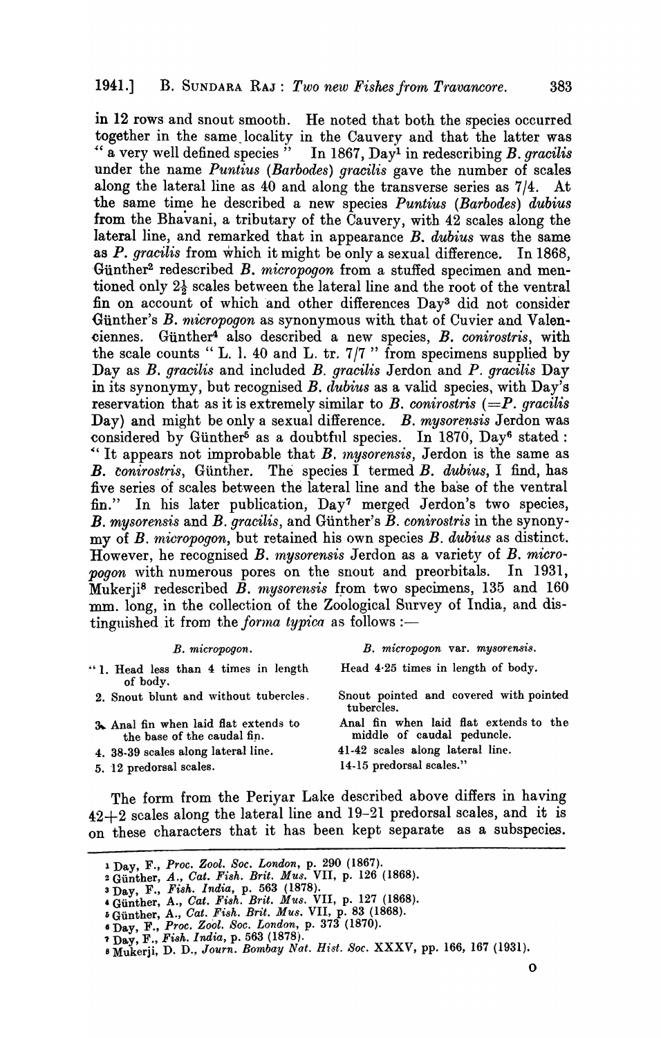in 12 rows and snout smooth. He noted that both the species occurred together in the same locality in the Cauvery and that the latter was "a very well defined species" In 1867, Day[1] in redescribing *B. gracilis* under the name *Puntius (Barbodes) gracilis* gave the number of scales along the lateral line as 40 and along the transverse series as 7/4. At the same time he described a new species *Puntius (Barbodes) dubius* from the Bhavani, a tributary of the Cauvery, with 42 scales along the lateral line, and remarked that in appearance *B. dubius* was the same as *P. gracilis* from which it might be only a sexual difference. In 1868, Günther[2] redescribed *B. micropogon* from a stuffed specimen and mentioned only 2½ scales between the lateral line and the root of the ventral fin on account of which and other differences Day[3] did not consider Günther's *B. micropogon* as synonymous with that of Cuvier and Valenciennes. Günther[4] also described a new species, *B. conirostris*, with the scale counts "L. l. 40 and L. tr. 7/7" from specimens supplied by Day as *B. gracilis* and included *B. gracilis* Jerdon and *P. gracilis* Day in its synonymy, but recognised *B. dubius* as a valid species, with Day's reservation that as it is extremely similar to *B. conirostris* (=*P. gracilis* Day) and might be only a sexual difference. *B. mysorensis* Jerdon was considered by Günther[5] as a doubtful species. In 1870, Day[6] stated: "It appears not improbable that *B. mysorensis*, Jerdon is the same as *B. conirostris*, Günther. The species I termed *B. dubius*, I find, has five series of scales between the lateral line and the base of the ventral fin." In his later publication, Day[7] merged Jerdon's two species, *B. mysorensis* and *B. gracilis*, and Günther's *B. conirostris* in the synonymy of *B. micropogon*, but retained his own species *B. dubius* as distinct. However, he recognised *B. mysorensis* Jerdon as a variety of *B. micropogon* with numerous pores on the snout and preorbitals. In 1931, Mukerji[8] redescribed *B. mysorensis* from two specimens, 135 and 160 mm. long, in the collection of the Zoological Survey of India, and distinguished it from the *forma typica* as follows :—

| *B. micropogon.* | *B. micropogon* var. *mysorensis.* |
|---|---|
| "1. Head less than 4 times in length of body. | Head 4·25 times in length of body. |
| 2. Snout blunt and without tubercles. | Snout pointed and covered with pointed tubercles. |
| 3. Anal fin when laid flat extends to the base of the caudal fin. | Anal fin when laid flat extends to the middle of caudal peduncle. |
| 4. 38-39 scales along lateral line. | 41-42 scales along lateral line. |
| 5. 12 predorsal scales. | 14-15 predorsal scales." |

The form from the Periyar Lake described above differs in having 42+2 scales along the lateral line and 19-21 predorsal scales, and it is on these characters that it has been kept separate as a subspecies.

---

1 Day, F., *Proc. Zool. Soc. London*, p. 290 (1867).
2 Günther, A., *Cat. Fish. Brit. Mus.* VII, p. 126 (1868).
3 Day, F., *Fish. India*, p. 563 (1878).
4 Günther, A., *Cat. Fish. Brit. Mus.* VII, p. 127 (1868).
5 Günther, A., *Cat. Fish. Brit. Mus.* VII, p. 83 (1868).
6 Day, F., *Proc. Zool. Soc. London*, p. 373 (1870).
7 Day, F., *Fish. India*, p. 563 (1878).
8 Mukerji, D. D., *Journ. Bombay Nat. Hist. Soc.* XXXV, pp. 166, 167 (1931).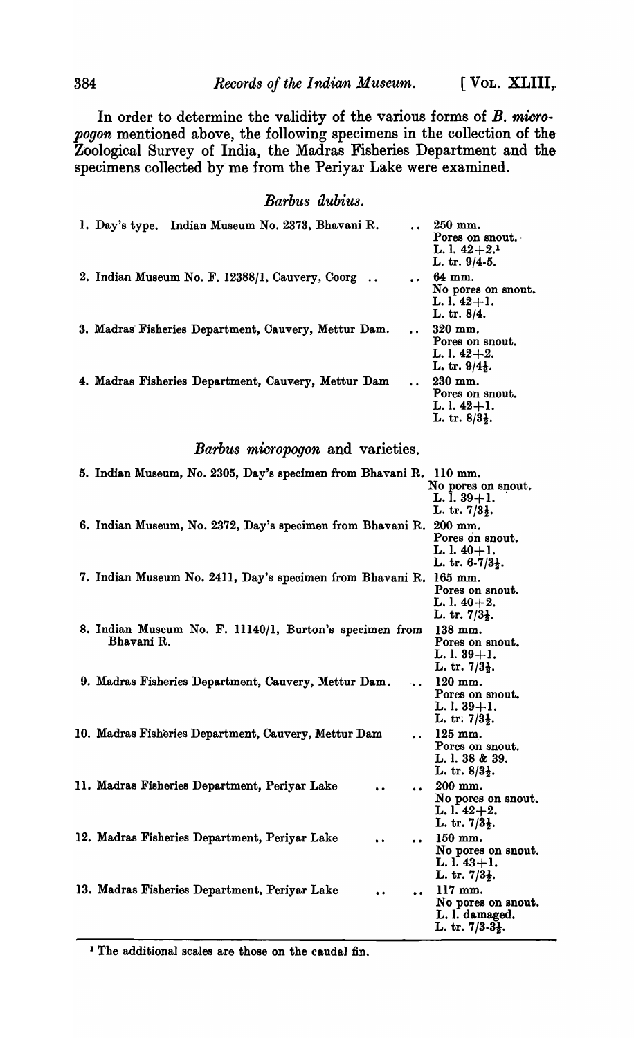In order to determine the validity of the various forms of *B. micropogon* mentioned above, the following specimens in the collection of the Zoological Survey of India, the Madras Fisheries Department and the specimens collected by me from the Periyar Lake were examined.

### *Barbus dubius.*

1. Day's type. Indian Museum No. 2373, Bhavani R. .. 250 mm.
   Pores on snout.
   L. l. 42+2.[1]
   L. tr. 9/4-5.
2. Indian Museum No. F. 12388/1, Cauvery, Coorg .. .. 64 mm.
   No pores on snout.
   L. l. 42+1.
   L. tr. 8/4.
3. Madras Fisheries Department, Cauvery, Mettur Dam. .. 320 mm.
   Pores on snout.
   L. l. 42+2.
   L. tr. 9/4½.
4. Madras Fisheries Department, Cauvery, Mettur Dam .. 230 mm.
   Pores on snout.
   L. l. 42+1.
   L. tr. 8/3½.

### *Barbus micropogon* and varieties.

5. Indian Museum, No. 2305, Day's specimen from Bhavani R. 110 mm.
   No pores on snout.
   L. l. 39+1.
   L. tr. 7/3½.
6. Indian Museum, No. 2372, Day's specimen from Bhavani R. 200 mm.
   Pores on snout.
   L. l. 40+1.
   L. tr. 6-7/3½.
7. Indian Museum No. 2411, Day's specimen from Bhavani R. 165 mm.
   Pores on snout.
   L. l. 40+2.
   L. tr. 7/3½.
8. Indian Museum No. F. 11140/1, Burton's specimen from Bhavani R. 138 mm.
   Pores on snout.
   L. l. 39+1.
   L. tr. 7/3½.
9. Madras Fisheries Department, Cauvery, Mettur Dam. .. 120 mm.
   Pores on snout.
   L. l. 39+1.
   L. tr. 7/3½.
10. Madras Fisheries Department, Cauvery, Mettur Dam .. 125 mm.
    Pores on snout.
    L. l. 38 & 39.
    L. tr. 8/3½.
11. Madras Fisheries Department, Periyar Lake .. .. 200 mm.
    No pores on snout.
    L. l. 42+2.
    L. tr. 7/3½.
12. Madras Fisheries Department, Periyar Lake .. .. 150 mm.
    No pores on snout.
    L. l. 43+1.
    L. tr. 7/3½.
13. Madras Fisheries Department, Periyar Lake .. .. 117 mm.
    No pores on snout.
    L. l. damaged.
    L. tr. 7/3-3½.

[1] The additional scales are those on the caudal fin.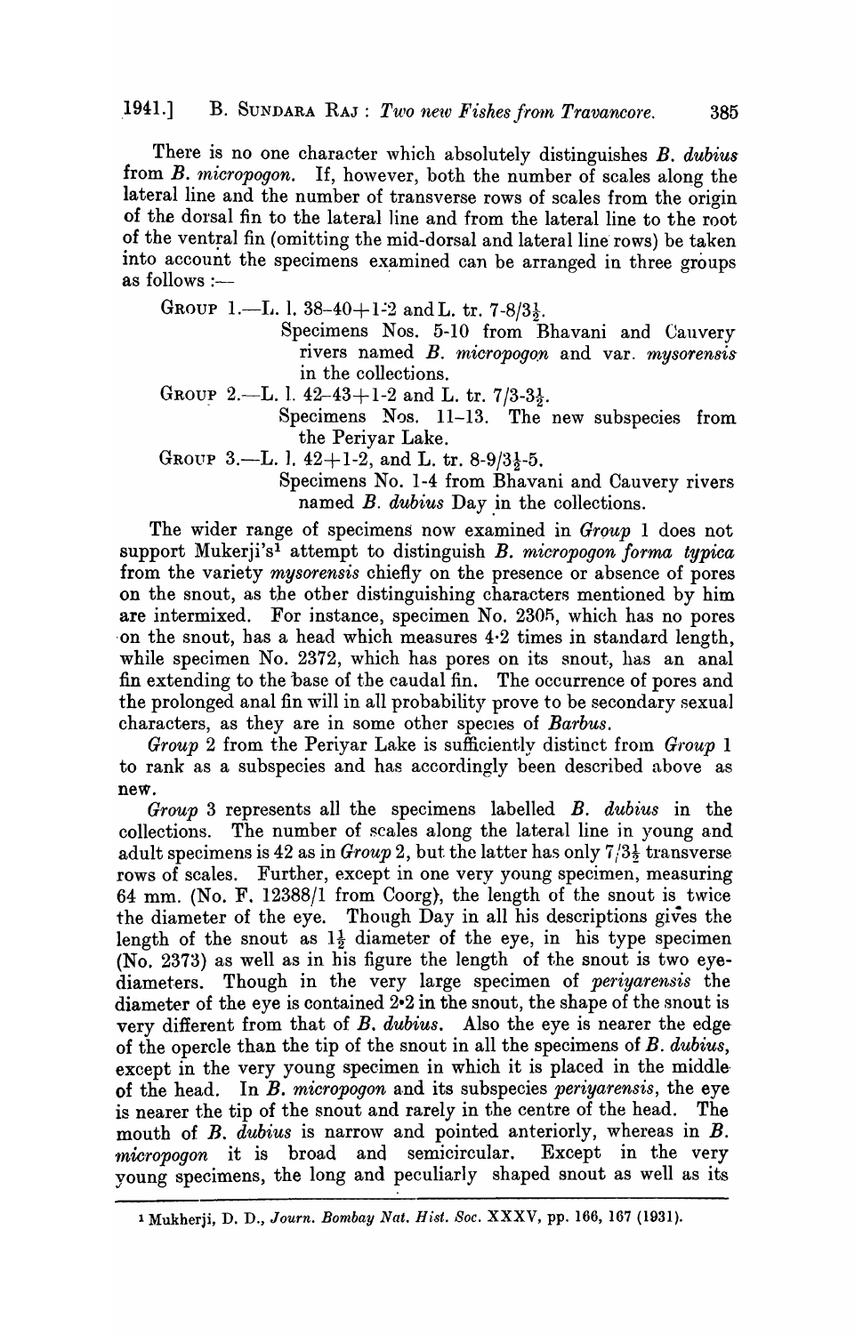There is no one character which absolutely distinguishes *B. dubius* from *B. micropogon*. If, however, both the number of scales along the lateral line and the number of transverse rows of scales from the origin of the dorsal fin to the lateral line and from the lateral line to the root of the ventral fin (omitting the mid-dorsal and lateral line rows) be taken into account the specimens examined can be arranged in three groups as follows :—

GROUP 1.—L. l. 38–40+1·2 and L. tr. 7-8/3½.

Specimens Nos. 5-10 from Bhavani and Cauvery rivers named *B. micropogon* and var. *mysorensis* in the collections.

GROUP 2.—L. l. 42–43+1-2 and L. tr. 7/3-3½.

Specimens Nos. 11–13. The new subspecies from the Periyar Lake.

GROUP 3.—L. l. 42+1-2, and L. tr. 8-9/3½-5.

Specimens No. 1-4 from Bhavani and Cauvery rivers named *B. dubius* Day in the collections.

The wider range of specimens now examined in *Group* 1 does not support Mukerji's[1] attempt to distinguish *B. micropogon forma typica* from the variety *mysorensis* chiefly on the presence or absence of pores on the snout, as the other distinguishing characters mentioned by him are intermixed. For instance, specimen No. 2305, which has no pores on the snout, has a head which measures 4·2 times in standard length, while specimen No. 2372, which has pores on its snout, has an anal fin extending to the base of the caudal fin. The occurrence of pores and the prolonged anal fin will in all probability prove to be secondary sexual characters, as they are in some other species of *Barbus*.

*Group* 2 from the Periyar Lake is sufficiently distinct from *Group* 1 to rank as a subspecies and has accordingly been described above as new.

*Group* 3 represents all the specimens labelled *B. dubius* in the collections. The number of scales along the lateral line in young and adult specimens is 42 as in *Group* 2, but the latter has only 7/3½ transverse rows of scales. Further, except in one very young specimen, measuring 64 mm. (No. F. 12388/1 from Coorg), the length of the snout is twice the diameter of the eye. Though Day in all his descriptions gives the length of the snout as 1½ diameter of the eye, in his type specimen (No. 2373) as well as in his figure the length of the snout is two eye-diameters. Though in the very large specimen of *periyarensis* the diameter of the eye is contained 2·2 in the snout, the shape of the snout is very different from that of *B. dubius*. Also the eye is nearer the edge of the opercle than the tip of the snout in all the specimens of *B. dubius*, except in the very young specimen in which it is placed in the middle of the head. In *B. micropogon* and its subspecies *periyarensis*, the eye is nearer the tip of the snout and rarely in the centre of the head. The mouth of *B. dubius* is narrow and pointed anteriorly, whereas in *B. micropogon* it is broad and semicircular. Except in the very young specimens, the long and peculiarly shaped snout as well as its

[1] Mukherji, D. D., *Journ. Bombay Nat. Hist. Soc.* XXXV, pp. 166, 167 (1931).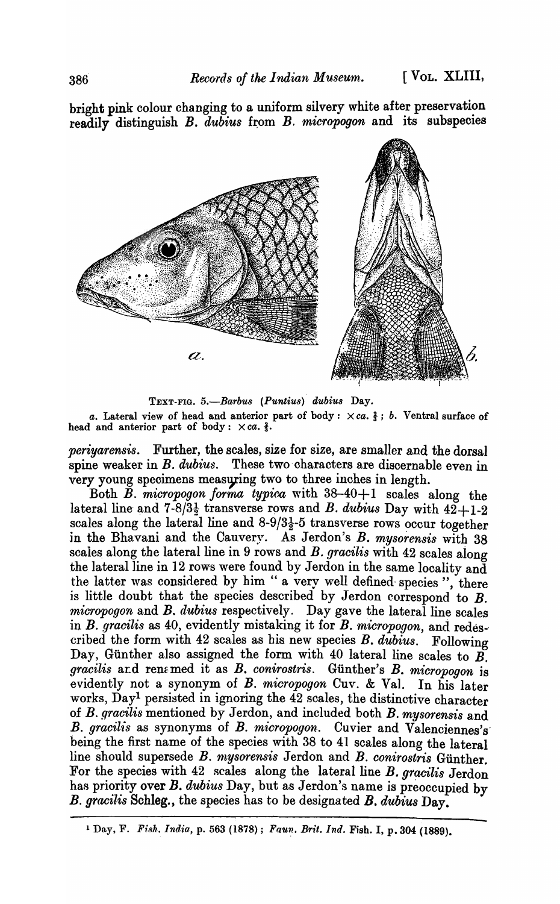bright pink colour changing to a uniform silvery white after preservation readily distinguish *B. dubius* from *B. micropogon* and its subspecies

TEXT-FIG. 5.—*Barbus* (*Puntius*) *dubius* Day.

*a.* Lateral view of head and anterior part of body : × *ca.* ⅜ ; *b.* Ventral surface of head and anterior part of body : × *ca.* ⅜.

*periyarensis*. Further, the scales, size for size, are smaller and the dorsal spine weaker in *B. dubius*. These two characters are discernable even in very young specimens measuring two to three inches in length.

Both *B. micropogon forma typica* with 38–40+1 scales along the lateral line and 7-8/3½ transverse rows and *B. dubius* Day with 42+1-2 scales along the lateral line and 8-9/3½-5 transverse rows occur together in the Bhavani and the Cauvery. As Jerdon's *B. mysorensis* with 38 scales along the lateral line in 9 rows and *B. gracilis* with 42 scales along the lateral line in 12 rows were found by Jerdon in the same locality and the latter was considered by him " a very well defined species ", there is little doubt that the species described by Jerdon correspond to *B. micropogon* and *B. dubius* respectively. Day gave the lateral line scales in *B. gracilis* as 40, evidently mistaking it for *B. micropogon*, and redescribed the form with 42 scales as his new species *B. dubius*. Following Day, Günther also assigned the form with 40 lateral line scales to *B. gracilis* and renamed it as *B. conirostris*. Günther's *B. micropogon* is evidently not a synonym of *B. micropogon* Cuv. & Val. In his later works, Day[1] persisted in ignoring the 42 scales, the distinctive character of *B. gracilis* mentioned by Jerdon, and included both *B. mysorensis* and *B. gracilis* as synonyms of *B. micropogon*. Cuvier and Valenciennes's being the first name of the species with 38 to 41 scales along the lateral line should supersede *B. mysorensis* Jerdon and *B. conirostris* Günther. For the species with 42 scales along the lateral line *B. gracilis* Jerdon has priority over *B. dubius* Day, but as Jerdon's name is preoccupied by *B. gracilis* Schleg., the species has to be designated *B. dubius* Day.

[1] Day, F. *Fish. India*, p. 563 (1878) ; *Faun. Brit. Ind.* Fish. I, p. 304 (1889).